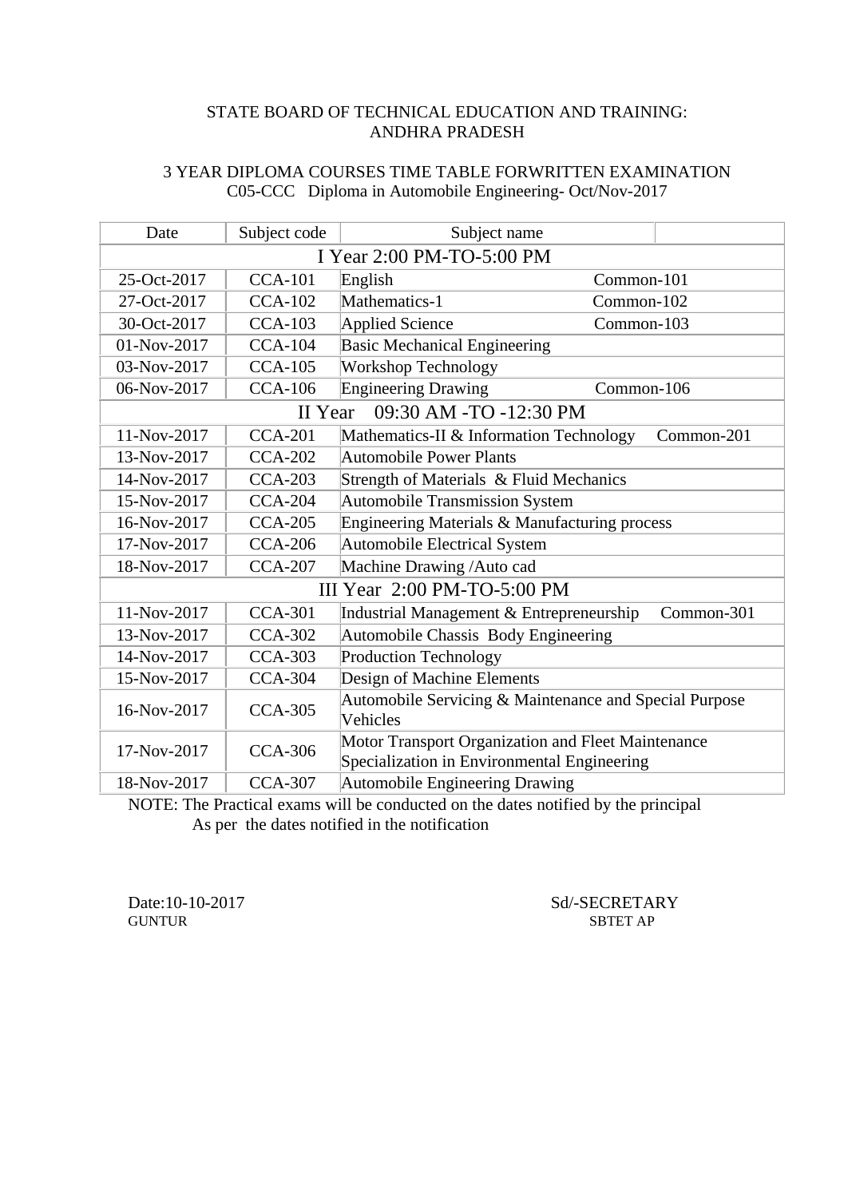STATE BOARD OF TECHNICAL EDUCATION AND TRAINING: ANDHRA PRADESH

3 YEAR DIPLOMA COURSES TIME TABLE FORWRITTEN EXAMINATION
C05-CCC Diploma in Automobile Engineering- Oct/Nov-2017

| Date | Subject code | Subject name | |
|---|---|---|---|
| I Year 2:00 PM-TO-5:00 PM | | | |
| 25-Oct-2017 | CCA-101 | English | Common-101 |
| 27-Oct-2017 | CCA-102 | Mathematics-1 | Common-102 |
| 30-Oct-2017 | CCA-103 | Applied Science | Common-103 |
| 01-Nov-2017 | CCA-104 | Basic Mechanical Engineering | |
| 03-Nov-2017 | CCA-105 | Workshop Technology | |
| 06-Nov-2017 | CCA-106 | Engineering Drawing | Common-106 |
| II Year 09:30 AM -TO -12:30 PM | | | |
| 11-Nov-2017 | CCA-201 | Mathematics-II & Information Technology | Common-201 |
| 13-Nov-2017 | CCA-202 | Automobile Power Plants | |
| 14-Nov-2017 | CCA-203 | Strength of Materials & Fluid Mechanics | |
| 15-Nov-2017 | CCA-204 | Automobile Transmission System | |
| 16-Nov-2017 | CCA-205 | Engineering Materials & Manufacturing process | |
| 17-Nov-2017 | CCA-206 | Automobile Electrical System | |
| 18-Nov-2017 | CCA-207 | Machine Drawing /Auto cad | |
| III Year 2:00 PM-TO-5:00 PM | | | |
| 11-Nov-2017 | CCA-301 | Industrial Management & Entrepreneurship | Common-301 |
| 13-Nov-2017 | CCA-302 | Automobile Chassis Body Engineering | |
| 14-Nov-2017 | CCA-303 | Production Technology | |
| 15-Nov-2017 | CCA-304 | Design of Machine Elements | |
| 16-Nov-2017 | CCA-305 | Automobile Servicing & Maintenance and Special Purpose Vehicles | |
| 17-Nov-2017 | CCA-306 | Motor Transport Organization and Fleet Maintenance Specialization in Environmental Engineering | |
| 18-Nov-2017 | CCA-307 | Automobile Engineering Drawing | |

NOTE: The Practical exams will be conducted on the dates notified by the principal
As per the dates notified in the notification

Date:10-10-2017
GUNTUR

Sd/-SECRETARY
SBTET AP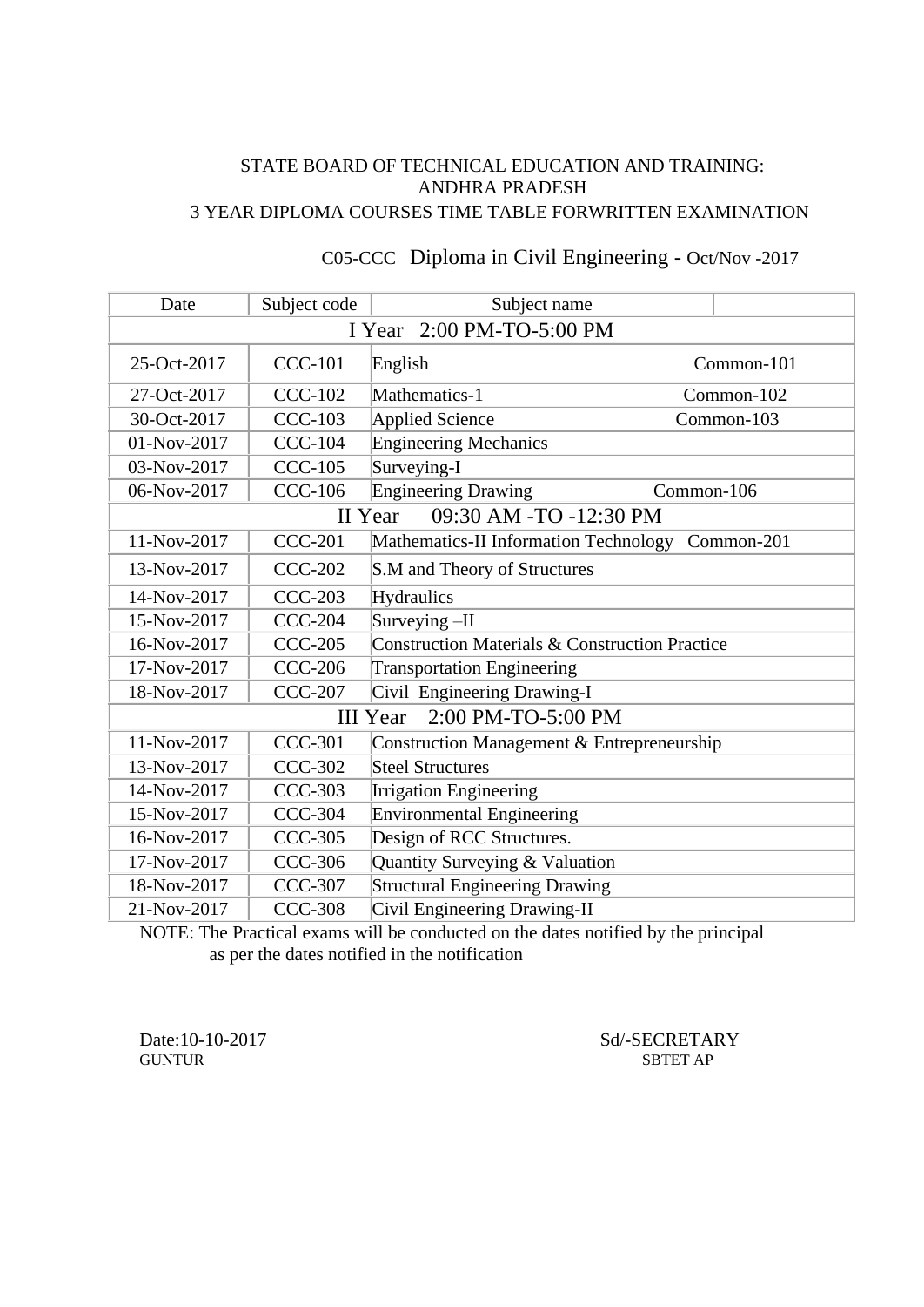STATE BOARD OF TECHNICAL EDUCATION AND TRAINING:
ANDHRA PRADESH
3 YEAR DIPLOMA COURSES TIME TABLE FORWRITTEN EXAMINATION

C05-CCC Diploma in Civil Engineering - Oct/Nov -2017

| Date | Subject code | Subject name | |
|---|---|---|---|
| I Year 2:00 PM-TO-5:00 PM | | | |
| 25-Oct-2017 | CCC-101 | English | Common-101 |
| 27-Oct-2017 | CCC-102 | Mathematics-1 | Common-102 |
| 30-Oct-2017 | CCC-103 | Applied Science | Common-103 |
| 01-Nov-2017 | CCC-104 | Engineering Mechanics | |
| 03-Nov-2017 | CCC-105 | Surveying-I | |
| 06-Nov-2017 | CCC-106 | Engineering Drawing | Common-106 |
| II Year 09:30 AM -TO -12:30 PM | | | |
| 11-Nov-2017 | CCC-201 | Mathematics-II Information Technology | Common-201 |
| 13-Nov-2017 | CCC-202 | S.M and Theory of Structures | |
| 14-Nov-2017 | CCC-203 | Hydraulics | |
| 15-Nov-2017 | CCC-204 | Surveying –II | |
| 16-Nov-2017 | CCC-205 | Construction Materials & Construction Practice | |
| 17-Nov-2017 | CCC-206 | Transportation Engineering | |
| 18-Nov-2017 | CCC-207 | Civil Engineering Drawing-I | |
| III Year 2:00 PM-TO-5:00 PM | | | |
| 11-Nov-2017 | CCC-301 | Construction Management & Entrepreneurship | |
| 13-Nov-2017 | CCC-302 | Steel Structures | |
| 14-Nov-2017 | CCC-303 | Irrigation Engineering | |
| 15-Nov-2017 | CCC-304 | Environmental Engineering | |
| 16-Nov-2017 | CCC-305 | Design of RCC Structures. | |
| 17-Nov-2017 | CCC-306 | Quantity Surveying & Valuation | |
| 18-Nov-2017 | CCC-307 | Structural Engineering Drawing | |
| 21-Nov-2017 | CCC-308 | Civil Engineering Drawing-II | |

NOTE: The Practical exams will be conducted on the dates notified by the principal as per the dates notified in the notification

Date:10-10-2017
GUNTUR

Sd/-SECRETARY
SBTET AP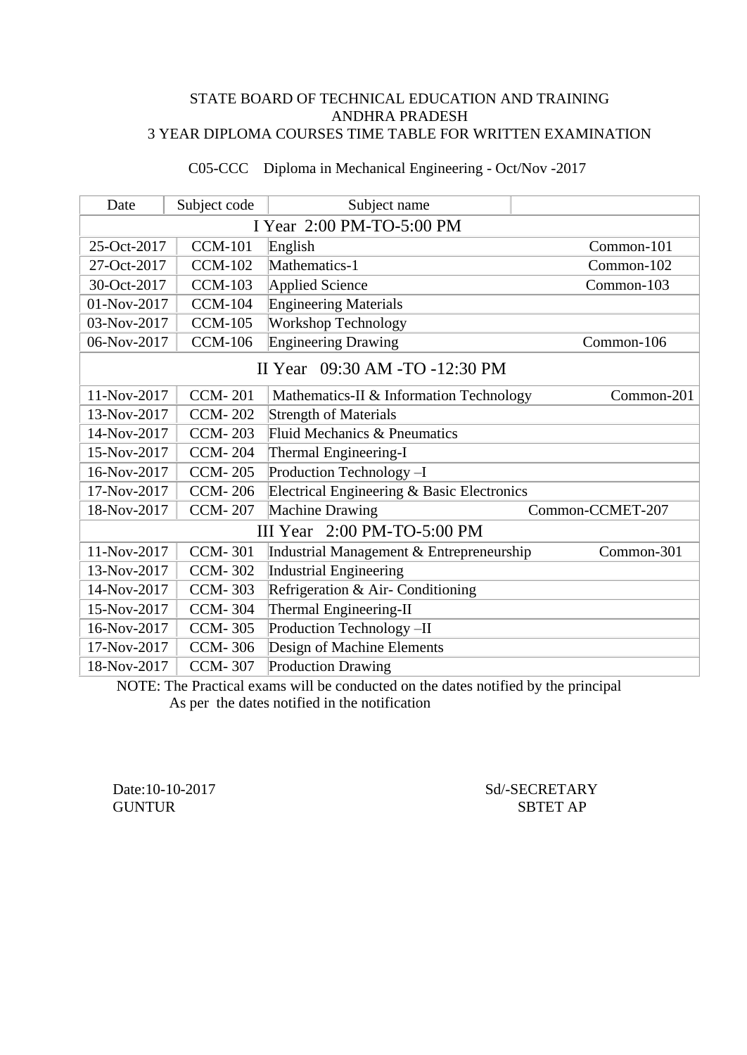STATE BOARD OF TECHNICAL EDUCATION AND TRAINING
ANDHRA PRADESH
3 YEAR DIPLOMA COURSES TIME TABLE FOR WRITTEN EXAMINATION

C05-CCC Diploma in Mechanical Engineering - Oct/Nov -2017

| Date | Subject code | Subject name | |
|---|---|---|---|
| **I Year 2:00 PM-TO-5:00 PM** | | | |
| 25-Oct-2017 | CCM-101 | English | Common-101 |
| 27-Oct-2017 | CCM-102 | Mathematics-1 | Common-102 |
| 30-Oct-2017 | CCM-103 | Applied Science | Common-103 |
| 01-Nov-2017 | CCM-104 | Engineering Materials | |
| 03-Nov-2017 | CCM-105 | Workshop Technology | |
| 06-Nov-2017 | CCM-106 | Engineering Drawing | Common-106 |
| **II Year 09:30 AM -TO -12:30 PM** | | | |
| 11-Nov-2017 | CCM- 201 | Mathematics-II & Information Technology | Common-201 |
| 13-Nov-2017 | CCM- 202 | Strength of Materials | |
| 14-Nov-2017 | CCM- 203 | Fluid Mechanics & Pneumatics | |
| 15-Nov-2017 | CCM- 204 | Thermal Engineering-I | |
| 16-Nov-2017 | CCM- 205 | Production Technology –I | |
| 17-Nov-2017 | CCM- 206 | Electrical Engineering & Basic Electronics | |
| 18-Nov-2017 | CCM- 207 | Machine Drawing | Common-CCMET-207 |
| **III Year 2:00 PM-TO-5:00 PM** | | | |
| 11-Nov-2017 | CCM- 301 | Industrial Management & Entrepreneurship | Common-301 |
| 13-Nov-2017 | CCM- 302 | Industrial Engineering | |
| 14-Nov-2017 | CCM- 303 | Refrigeration & Air- Conditioning | |
| 15-Nov-2017 | CCM- 304 | Thermal Engineering-II | |
| 16-Nov-2017 | CCM- 305 | Production Technology –II | |
| 17-Nov-2017 | CCM- 306 | Design of Machine Elements | |
| 18-Nov-2017 | CCM- 307 | Production Drawing | |

NOTE: The Practical exams will be conducted on the dates notified by the principal
As per the dates notified in the notification

Date:10-10-2017
GUNTUR

Sd/-SECRETARY
SBTET AP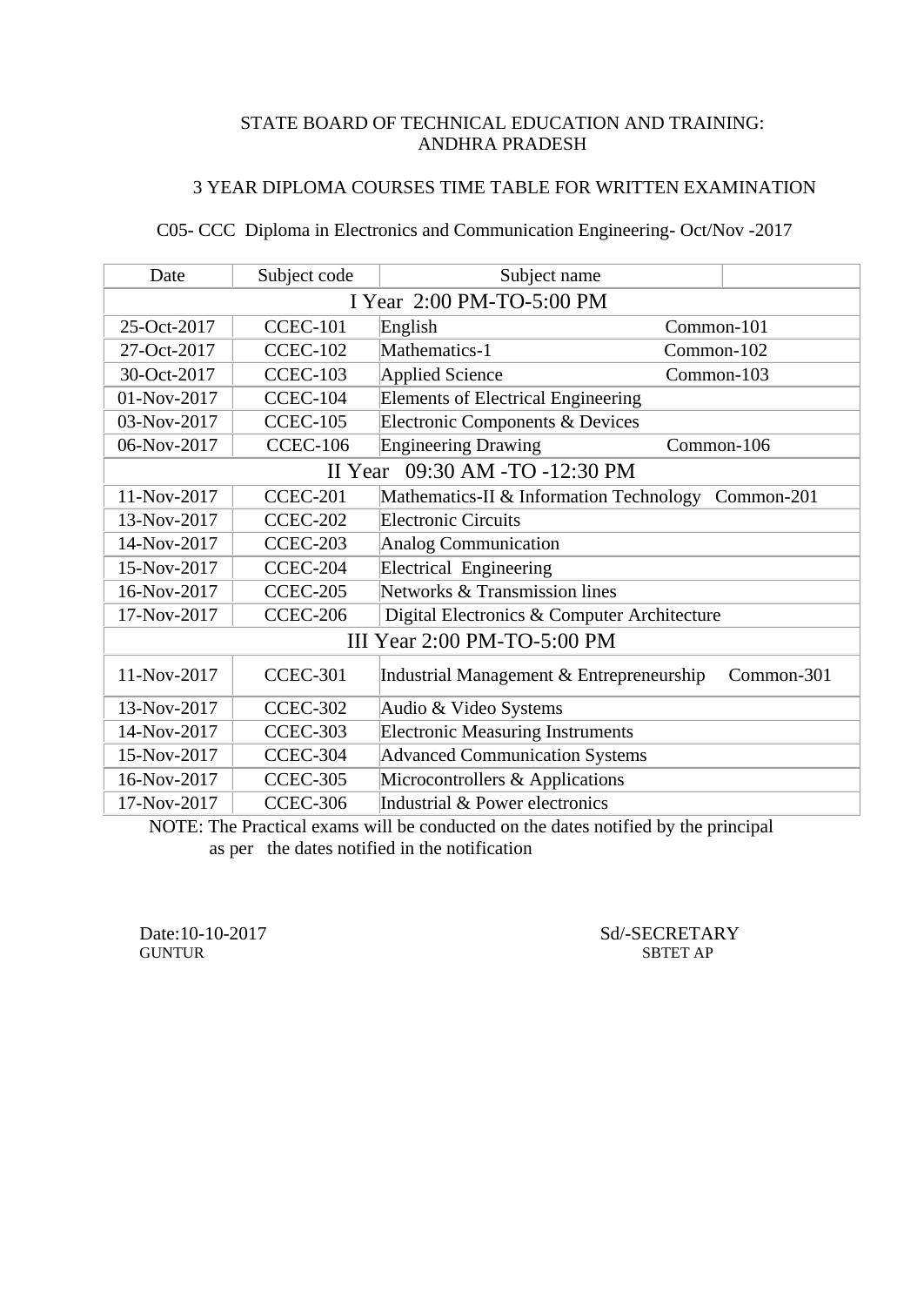STATE BOARD OF TECHNICAL EDUCATION AND TRAINING:
ANDHRA PRADESH

3 YEAR DIPLOMA COURSES TIME TABLE FOR WRITTEN EXAMINATION

C05- CCC Diploma in Electronics and Communication Engineering- Oct/Nov -2017

| Date | Subject code | Subject name | |
|---|---|---|---|
| **I Year 2:00 PM-TO-5:00 PM** | | | |
| 25-Oct-2017 | CCEC-101 | English | Common-101 |
| 27-Oct-2017 | CCEC-102 | Mathematics-1 | Common-102 |
| 30-Oct-2017 | CCEC-103 | Applied Science | Common-103 |
| 01-Nov-2017 | CCEC-104 | Elements of Electrical Engineering | |
| 03-Nov-2017 | CCEC-105 | Electronic Components & Devices | |
| 06-Nov-2017 | CCEC-106 | Engineering Drawing | Common-106 |
| **II Year 09:30 AM -TO -12:30 PM** | | | |
| 11-Nov-2017 | CCEC-201 | Mathematics-II & Information Technology | Common-201 |
| 13-Nov-2017 | CCEC-202 | Electronic Circuits | |
| 14-Nov-2017 | CCEC-203 | Analog Communication | |
| 15-Nov-2017 | CCEC-204 | Electrical Engineering | |
| 16-Nov-2017 | CCEC-205 | Networks & Transmission lines | |
| 17-Nov-2017 | CCEC-206 | Digital Electronics & Computer Architecture | |
| **III Year 2:00 PM-TO-5:00 PM** | | | |
| 11-Nov-2017 | CCEC-301 | Industrial Management & Entrepreneurship | Common-301 |
| 13-Nov-2017 | CCEC-302 | Audio & Video Systems | |
| 14-Nov-2017 | CCEC-303 | Electronic Measuring Instruments | |
| 15-Nov-2017 | CCEC-304 | Advanced Communication Systems | |
| 16-Nov-2017 | CCEC-305 | Microcontrollers & Applications | |
| 17-Nov-2017 | CCEC-306 | Industrial & Power electronics | |

NOTE: The Practical exams will be conducted on the dates notified by the principal as per the dates notified in the notification

Date:10-10-2017
GUNTUR

Sd/-SECRETARY
SBTET AP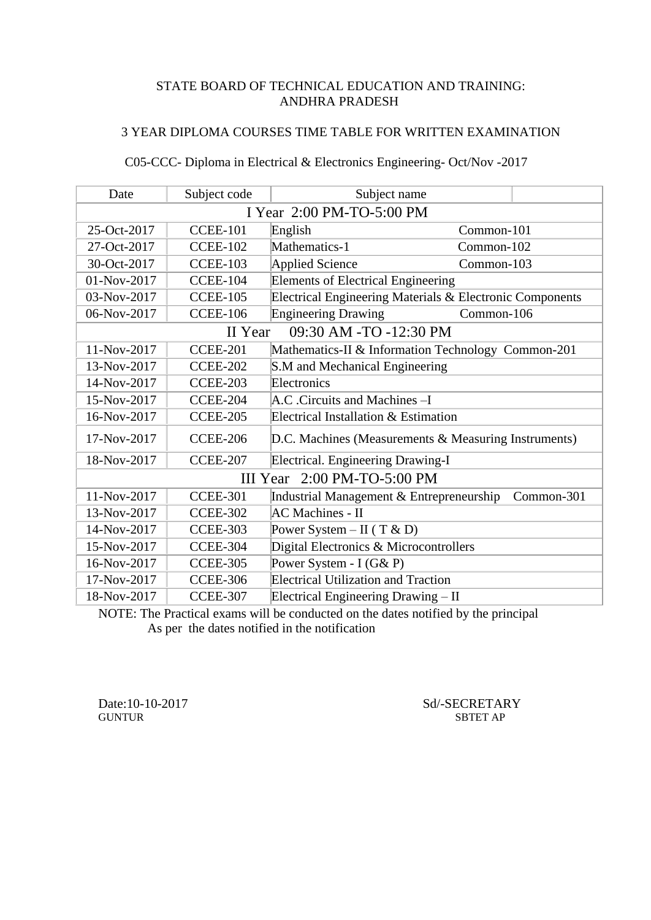STATE BOARD OF TECHNICAL EDUCATION AND TRAINING:
ANDHRA PRADESH

3 YEAR DIPLOMA COURSES TIME TABLE FOR WRITTEN EXAMINATION

C05-CCC- Diploma in Electrical & Electronics Engineering- Oct/Nov -2017

| Date | Subject code | Subject name | |
|---|---|---|---|
| I Year 2:00 PM-TO-5:00 PM | | | |
| 25-Oct-2017 | CCEE-101 | English | Common-101 |
| 27-Oct-2017 | CCEE-102 | Mathematics-1 | Common-102 |
| 30-Oct-2017 | CCEE-103 | Applied Science | Common-103 |
| 01-Nov-2017 | CCEE-104 | Elements of Electrical Engineering | |
| 03-Nov-2017 | CCEE-105 | Electrical Engineering Materials & Electronic Components | |
| 06-Nov-2017 | CCEE-106 | Engineering Drawing | Common-106 |
| II Year 09:30 AM -TO -12:30 PM | | | |
| 11-Nov-2017 | CCEE-201 | Mathematics-II & Information Technology | Common-201 |
| 13-Nov-2017 | CCEE-202 | S.M and Mechanical Engineering | |
| 14-Nov-2017 | CCEE-203 | Electronics | |
| 15-Nov-2017 | CCEE-204 | A.C .Circuits and Machines –I | |
| 16-Nov-2017 | CCEE-205 | Electrical Installation & Estimation | |
| 17-Nov-2017 | CCEE-206 | D.C. Machines (Measurements & Measuring Instruments) | |
| 18-Nov-2017 | CCEE-207 | Electrical. Engineering Drawing-I | |
| III Year 2:00 PM-TO-5:00 PM | | | |
| 11-Nov-2017 | CCEE-301 | Industrial Management & Entrepreneurship | Common-301 |
| 13-Nov-2017 | CCEE-302 | AC Machines - II | |
| 14-Nov-2017 | CCEE-303 | Power System – II ( T & D) | |
| 15-Nov-2017 | CCEE-304 | Digital Electronics & Microcontrollers | |
| 16-Nov-2017 | CCEE-305 | Power System - I (G& P) | |
| 17-Nov-2017 | CCEE-306 | Electrical Utilization and Traction | |
| 18-Nov-2017 | CCEE-307 | Electrical Engineering Drawing – II | |

NOTE: The Practical exams will be conducted on the dates notified by the principal
As per the dates notified in the notification

Date:10-10-2017
GUNTUR

Sd/-SECRETARY
SBTET AP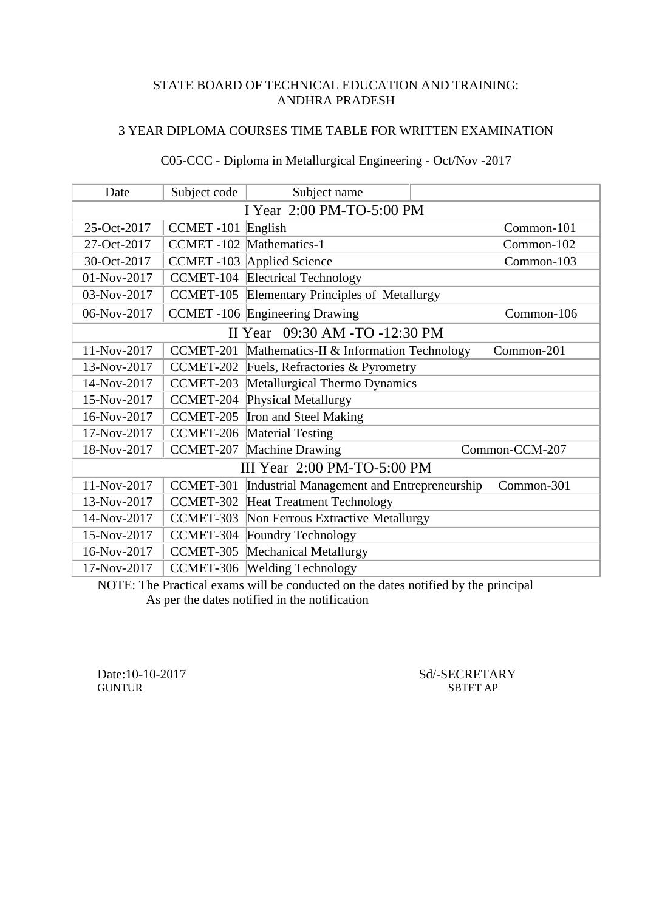STATE BOARD OF TECHNICAL EDUCATION AND TRAINING:
ANDHRA PRADESH

3 YEAR DIPLOMA COURSES TIME TABLE FOR WRITTEN EXAMINATION

C05-CCC - Diploma in Metallurgical Engineering - Oct/Nov -2017

| Date | Subject code | Subject name | |
|---|---|---|---|
| **I Year 2:00 PM-TO-5:00 PM** | | | |
| 25-Oct-2017 | CCMET -101 | English | Common-101 |
| 27-Oct-2017 | CCMET -102 | Mathematics-1 | Common-102 |
| 30-Oct-2017 | CCMET -103 | Applied Science | Common-103 |
| 01-Nov-2017 | CCMET-104 | Electrical Technology | |
| 03-Nov-2017 | CCMET-105 | Elementary Principles of Metallurgy | |
| 06-Nov-2017 | CCMET -106 | Engineering Drawing | Common-106 |
| **II Year 09:30 AM -TO -12:30 PM** | | | |
| 11-Nov-2017 | CCMET-201 | Mathematics-II & Information Technology | Common-201 |
| 13-Nov-2017 | CCMET-202 | Fuels, Refractories & Pyrometry | |
| 14-Nov-2017 | CCMET-203 | Metallurgical Thermo Dynamics | |
| 15-Nov-2017 | CCMET-204 | Physical Metallurgy | |
| 16-Nov-2017 | CCMET-205 | Iron and Steel Making | |
| 17-Nov-2017 | CCMET-206 | Material Testing | |
| 18-Nov-2017 | CCMET-207 | Machine Drawing | Common-CCM-207 |
| **III Year 2:00 PM-TO-5:00 PM** | | | |
| 11-Nov-2017 | CCMET-301 | Industrial Management and Entrepreneurship | Common-301 |
| 13-Nov-2017 | CCMET-302 | Heat Treatment Technology | |
| 14-Nov-2017 | CCMET-303 | Non Ferrous Extractive Metallurgy | |
| 15-Nov-2017 | CCMET-304 | Foundry Technology | |
| 16-Nov-2017 | CCMET-305 | Mechanical Metallurgy | |
| 17-Nov-2017 | CCMET-306 | Welding Technology | |

NOTE: The Practical exams will be conducted on the dates notified by the principal
As per the dates notified in the notification

Date:10-10-2017
GUNTUR

Sd/-SECRETARY
SBTET AP